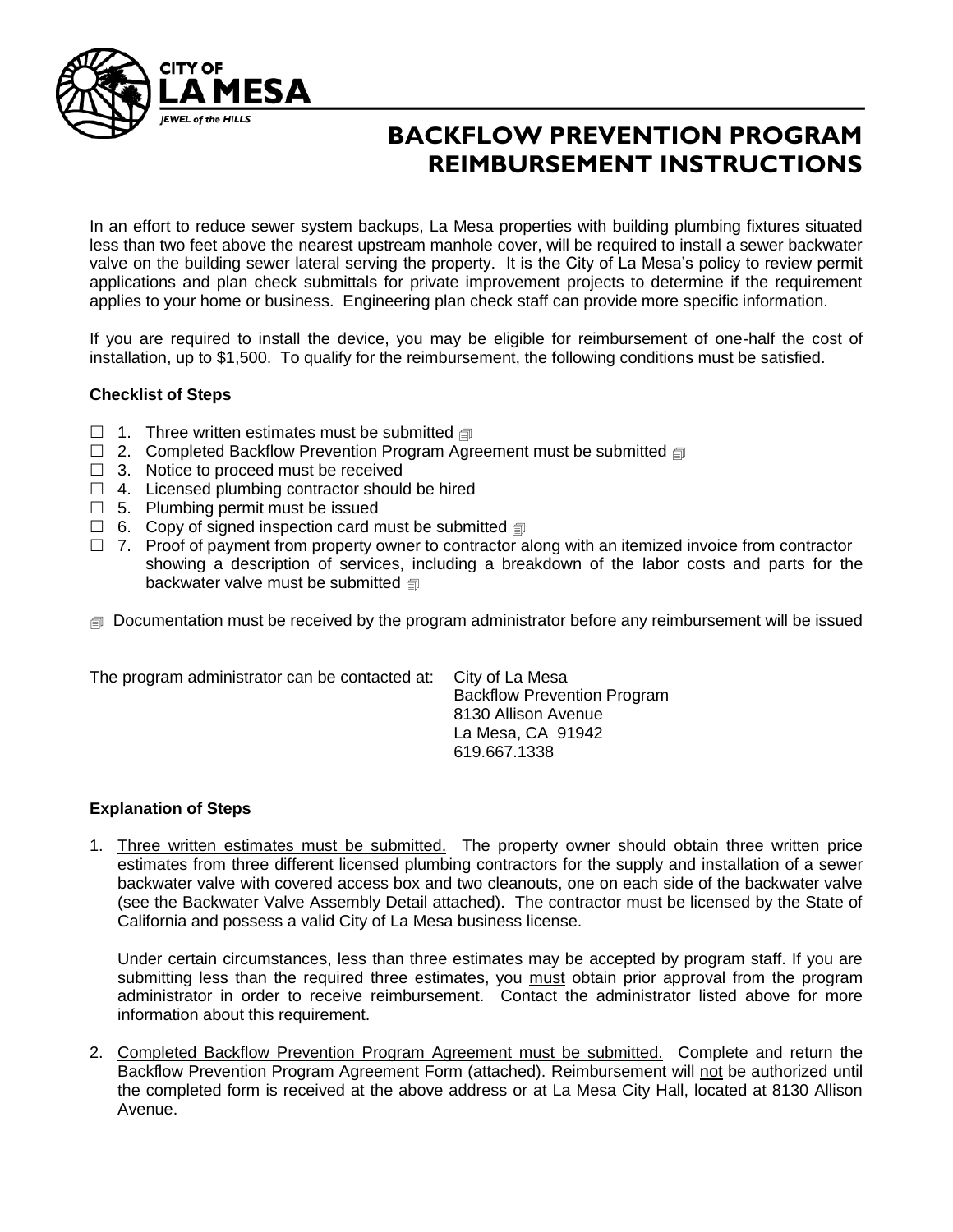CITY OF
LA MESA
JEWEL of the HILLS

# BACKFLOW PREVENTION PROGRAM REIMBURSEMENT INSTRUCTIONS

In an effort to reduce sewer system backups, La Mesa properties with building plumbing fixtures situated less than two feet above the nearest upstream manhole cover, will be required to install a sewer backwater valve on the building sewer lateral serving the property. It is the City of La Mesa's policy to review permit applications and plan check submittals for private improvement projects to determine if the requirement applies to your home or business. Engineering plan check staff can provide more specific information.

If you are required to install the device, you may be eligible for reimbursement of one-half the cost of installation, up to $1,500. To qualify for the reimbursement, the following conditions must be satisfied.

**Checklist of Steps**

- ☐ 1. Three written estimates must be submitted 🗐
- ☐ 2. Completed Backflow Prevention Program Agreement must be submitted 🗐
- ☐ 3. Notice to proceed must be received
- ☐ 4. Licensed plumbing contractor should be hired
- ☐ 5. Plumbing permit must be issued
- ☐ 6. Copy of signed inspection card must be submitted 🗐
- ☐ 7. Proof of payment from property owner to contractor along with an itemized invoice from contractor showing a description of services, including a breakdown of the labor costs and parts for the backwater valve must be submitted 🗐

🗐 Documentation must be received by the program administrator before any reimbursement will be issued

The program administrator can be contacted at:

City of La Mesa
Backflow Prevention Program
8130 Allison Avenue
La Mesa, CA 91942
619.667.1338

**Explanation of Steps**

1. <u>Three written estimates must be submitted.</u> The property owner should obtain three written price estimates from three different licensed plumbing contractors for the supply and installation of a sewer backwater valve with covered access box and two cleanouts, one on each side of the backwater valve (see the Backwater Valve Assembly Detail attached). The contractor must be licensed by the State of California and possess a valid City of La Mesa business license.

   Under certain circumstances, less than three estimates may be accepted by program staff. If you are submitting less than the required three estimates, you <u>must</u> obtain prior approval from the program administrator in order to receive reimbursement. Contact the administrator listed above for more information about this requirement.

2. <u>Completed Backflow Prevention Program Agreement must be submitted.</u> Complete and return the Backflow Prevention Program Agreement Form (attached). Reimbursement will <u>not</u> be authorized until the completed form is received at the above address or at La Mesa City Hall, located at 8130 Allison Avenue.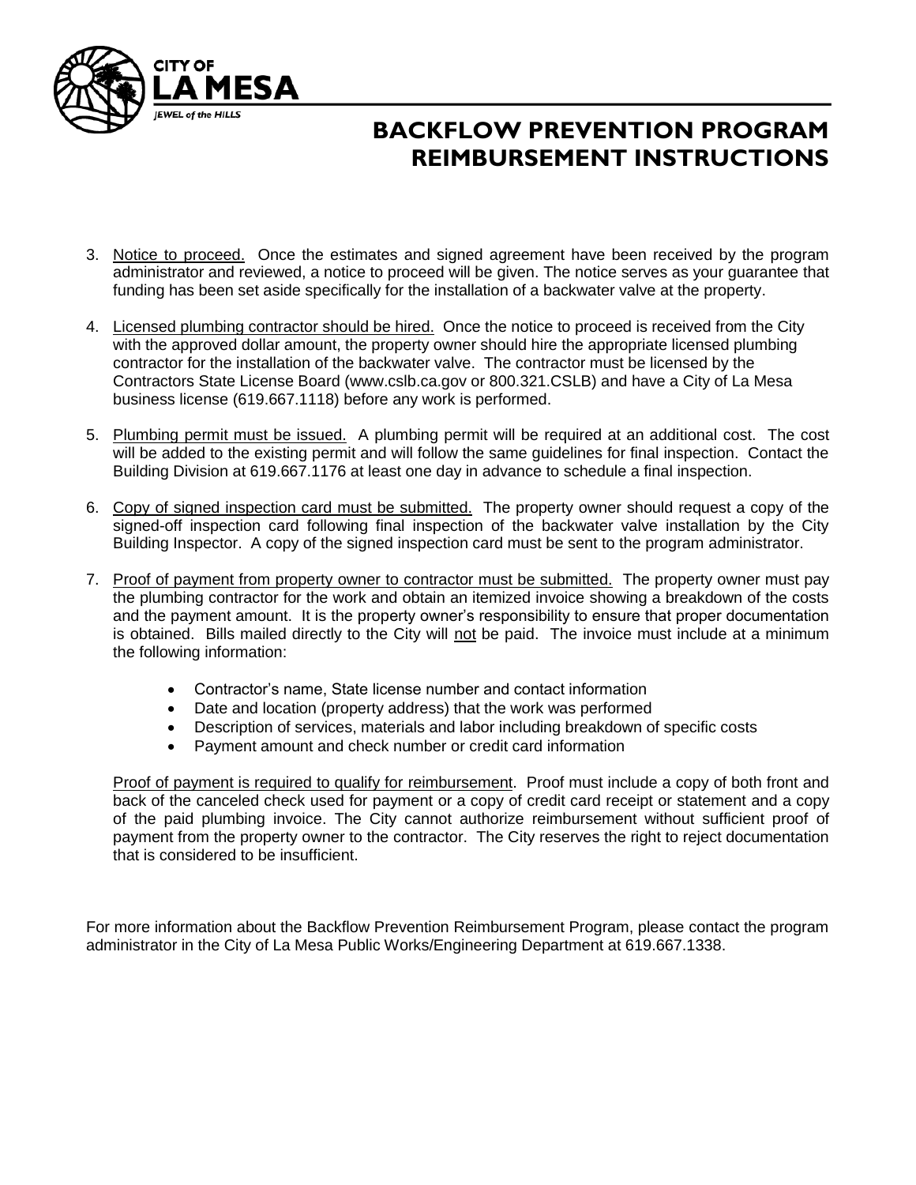# BACKFLOW PREVENTION PROGRAM REIMBURSEMENT INSTRUCTIONS

3. Notice to proceed. Once the estimates and signed agreement have been received by the program administrator and reviewed, a notice to proceed will be given. The notice serves as your guarantee that funding has been set aside specifically for the installation of a backwater valve at the property.

4. Licensed plumbing contractor should be hired. Once the notice to proceed is received from the City with the approved dollar amount, the property owner should hire the appropriate licensed plumbing contractor for the installation of the backwater valve. The contractor must be licensed by the Contractors State License Board (www.cslb.ca.gov or 800.321.CSLB) and have a City of La Mesa business license (619.667.1118) before any work is performed.

5. Plumbing permit must be issued. A plumbing permit will be required at an additional cost. The cost will be added to the existing permit and will follow the same guidelines for final inspection. Contact the Building Division at 619.667.1176 at least one day in advance to schedule a final inspection.

6. Copy of signed inspection card must be submitted. The property owner should request a copy of the signed-off inspection card following final inspection of the backwater valve installation by the City Building Inspector. A copy of the signed inspection card must be sent to the program administrator.

7. Proof of payment from property owner to contractor must be submitted. The property owner must pay the plumbing contractor for the work and obtain an itemized invoice showing a breakdown of the costs and the payment amount. It is the property owner's responsibility to ensure that proper documentation is obtained. Bills mailed directly to the City will not be paid. The invoice must include at a minimum the following information:

   - Contractor's name, State license number and contact information
   - Date and location (property address) that the work was performed
   - Description of services, materials and labor including breakdown of specific costs
   - Payment amount and check number or credit card information

   Proof of payment is required to qualify for reimbursement. Proof must include a copy of both front and back of the canceled check used for payment or a copy of credit card receipt or statement and a copy of the paid plumbing invoice. The City cannot authorize reimbursement without sufficient proof of payment from the property owner to the contractor. The City reserves the right to reject documentation that is considered to be insufficient.

For more information about the Backflow Prevention Reimbursement Program, please contact the program administrator in the City of La Mesa Public Works/Engineering Department at 619.667.1338.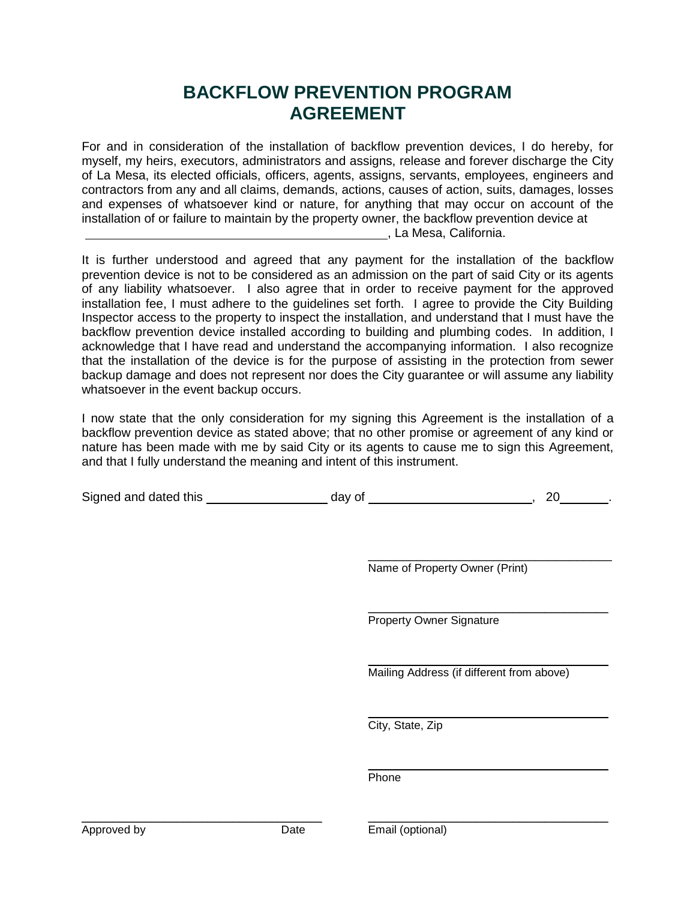# BACKFLOW PREVENTION PROGRAM AGREEMENT

For and in consideration of the installation of backflow prevention devices, I do hereby, for myself, my heirs, executors, administrators and assigns, release and forever discharge the City of La Mesa, its elected officials, officers, agents, assigns, servants, employees, engineers and contractors from any and all claims, demands, actions, causes of action, suits, damages, losses and expenses of whatsoever kind or nature, for anything that may occur on account of the installation of or failure to maintain by the property owner, the backflow prevention device at \_\_\_\_\_\_\_\_\_\_\_\_\_\_\_\_\_\_\_\_\_\_\_\_\_\_\_\_\_\_\_\_\_\_\_\_\_\_\_\_, La Mesa, California.

It is further understood and agreed that any payment for the installation of the backflow prevention device is not to be considered as an admission on the part of said City or its agents of any liability whatsoever. I also agree that in order to receive payment for the approved installation fee, I must adhere to the guidelines set forth. I agree to provide the City Building Inspector access to the property to inspect the installation, and understand that I must have the backflow prevention device installed according to building and plumbing codes. In addition, I acknowledge that I have read and understand the accompanying information. I also recognize that the installation of the device is for the purpose of assisting in the protection from sewer backup damage and does not represent nor does the City guarantee or will assume any liability whatsoever in the event backup occurs.

I now state that the only consideration for my signing this Agreement is the installation of a backflow prevention device as stated above; that no other promise or agreement of any kind or nature has been made with me by said City or its agents to cause me to sign this Agreement, and that I fully understand the meaning and intent of this instrument.

Signed and dated this \_\_\_\_\_\_\_\_\_\_\_\_\_\_\_\_ day of \_\_\_\_\_\_\_\_\_\_\_\_\_\_\_\_\_\_\_\_\_\_, 20\_\_\_\_\_\_.

\_\_\_\_\_\_\_\_\_\_\_\_\_\_\_\_\_\_\_\_\_\_\_\_\_\_\_\_\_\_\_\_\_\_\_\_
Name of Property Owner (Print)

\_\_\_\_\_\_\_\_\_\_\_\_\_\_\_\_\_\_\_\_\_\_\_\_\_\_\_\_\_\_\_\_\_\_\_\_
Property Owner Signature

\_\_\_\_\_\_\_\_\_\_\_\_\_\_\_\_\_\_\_\_\_\_\_\_\_\_\_\_\_\_\_\_\_\_\_\_
Mailing Address (if different from above)

\_\_\_\_\_\_\_\_\_\_\_\_\_\_\_\_\_\_\_\_\_\_\_\_\_\_\_\_\_\_\_\_\_\_\_\_
City, State, Zip

\_\_\_\_\_\_\_\_\_\_\_\_\_\_\_\_\_\_\_\_\_\_\_\_\_\_\_\_\_\_\_\_\_\_\_\_
Phone

\_\_\_\_\_\_\_\_\_\_\_\_\_\_\_\_\_\_\_\_\_\_\_\_\_\_\_\_\_\_\_\_\_\_\_\_
Approved by Date

\_\_\_\_\_\_\_\_\_\_\_\_\_\_\_\_\_\_\_\_\_\_\_\_\_\_\_\_\_\_\_\_\_\_\_\_
Email (optional)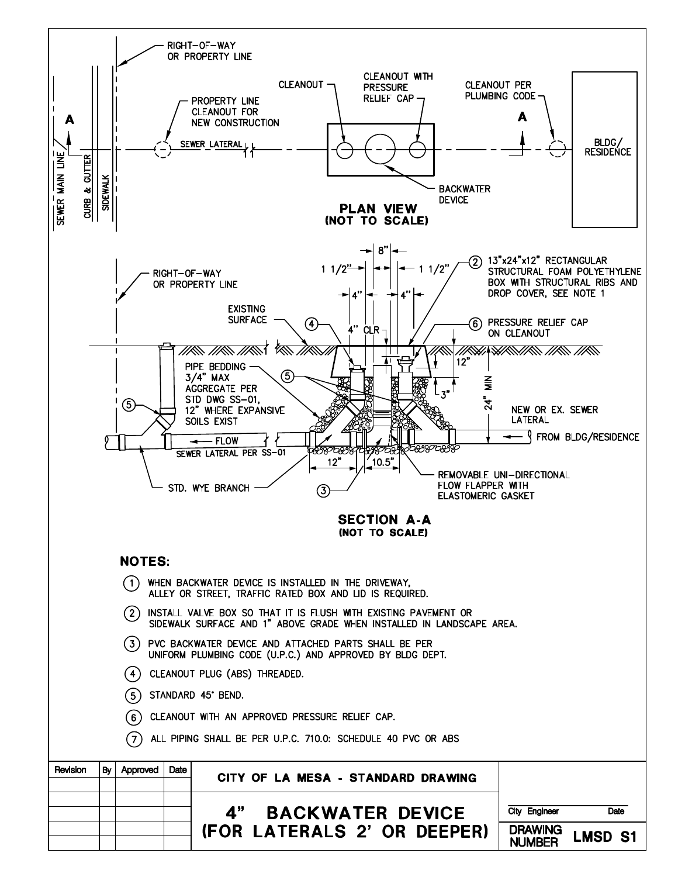**PLAN VIEW**
**(NOT TO SCALE)**

RIGHT-OF-WAY OR PROPERTY LINE

SEWER MAIN LINE

CURB & GUTTER

SIDEWALK

PROPERTY LINE CLEANOUT FOR NEW CONSTRUCTION

SEWER LATERAL

CLEANOUT

CLEANOUT WITH PRESSURE RELIEF CAP

BACKWATER DEVICE

CLEANOUT PER PLUMBING CODE

BLDG/ RESIDENCE

A

A

**SECTION A-A**
**(NOT TO SCALE)**

RIGHT-OF-WAY OR PROPERTY LINE

EXISTING SURFACE

8"

1 1/2"

1 1/2"

4"

4"

4" CLR

12"

3"

24" MIN

12"

10.5"

② 13"x24"x12" RECTANGULAR STRUCTURAL FOAM POLYETHYLENE BOX WITH STRUCTURAL RIBS AND DROP COVER, SEE NOTE 1

⑥ PRESSURE RELIEF CAP ON CLEANOUT

PIPE BEDDING 3/4" MAX AGGREGATE PER STD DWG SS-01, 12" WHERE EXPANSIVE SOILS EXIST

④

⑤

③

NEW OR EX. SEWER LATERAL

FROM BLDG/RESIDENCE

FLOW

SEWER LATERAL PER SS-01

STD. WYE BRANCH

REMOVABLE UNI-DIRECTIONAL FLOW FLAPPER WITH ELASTOMERIC GASKET

## NOTES:

1. WHEN BACKWATER DEVICE IS INSTALLED IN THE DRIVEWAY, ALLEY OR STREET, TRAFFIC RATED BOX AND LID IS REQUIRED.
2. INSTALL VALVE BOX SO THAT IT IS FLUSH WITH EXISTING PAVEMENT OR SIDEWALK SURFACE AND 1" ABOVE GRADE WHEN INSTALLED IN LANDSCAPE AREA.
3. PVC BACKWATER DEVICE AND ATTACHED PARTS SHALL BE PER UNIFORM PLUMBING CODE (U.P.C.) AND APPROVED BY BLDG DEPT.
4. CLEANOUT PLUG (ABS) THREADED.
5. STANDARD 45° BEND.
6. CLEANOUT WITH AN APPROVED PRESSURE RELIEF CAP.
7. ALL PIPING SHALL BE PER U.P.C. 710.0: SCHEDULE 40 PVC OR ABS

| Revision | By | Approved | Date | CITY OF LA MESA - STANDARD DRAWING | |
|---|---|---|---|---|---|
| | | | | **4" BACKWATER DEVICE (FOR LATERALS 2' OR DEEPER)** | City Engineer Date |
| | | | | | DRAWING NUMBER **LMSD S1** |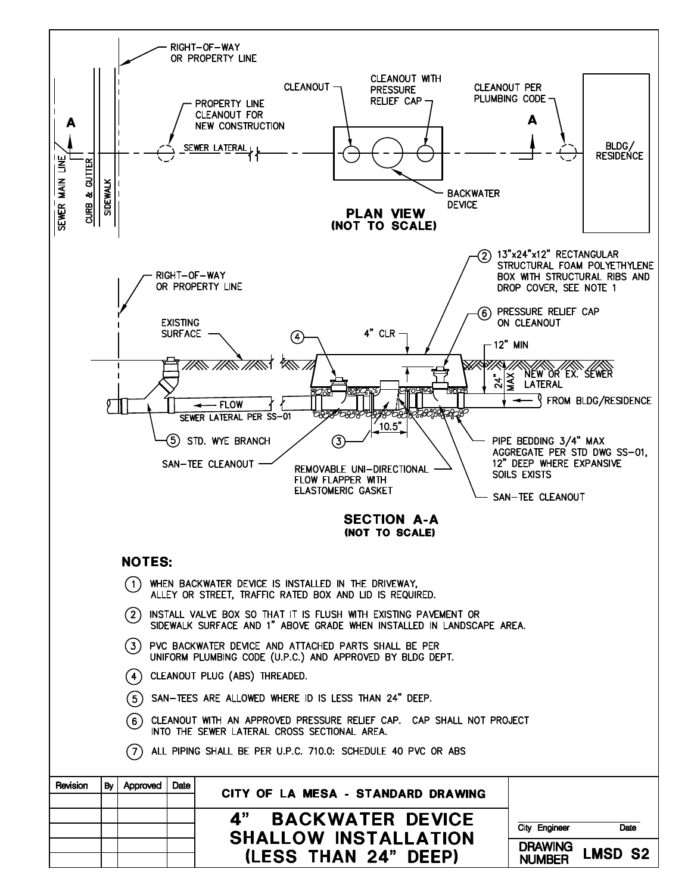RIGHT-OF-WAY OR PROPERTY LINE

A

SEWER MAIN LINE

CURB & GUTTER

SIDEWALK

PROPERTY LINE CLEANOUT FOR NEW CONSTRUCTION

SEWER LATERAL

CLEANOUT

CLEANOUT WITH PRESSURE RELIEF CAP

BACKWATER DEVICE

CLEANOUT PER PLUMBING CODE

A

BLDG/ RESIDENCE

**PLAN VIEW**
**(NOT TO SCALE)**

RIGHT-OF-WAY OR PROPERTY LINE

EXISTING SURFACE

(4)

4" CLR

(2) 13"x24"x12" RECTANGULAR STRUCTURAL FOAM POLYETHYLENE BOX WITH STRUCTURAL RIBS AND DROP COVER, SEE NOTE 1

(6) PRESSURE RELIEF CAP ON CLEANOUT

12" MIN

24" MAX

NEW OR EX. SEWER LATERAL

FLOW

FROM BLDG/RESIDENCE

SEWER LATERAL PER SS-01

10.5"

(5) STD. WYE BRANCH

(3)

PIPE BEDDING 3/4" MAX AGGREGATE PER STD DWG SS-01, 12" DEEP WHERE EXPANSIVE SOILS EXISTS

SAN-TEE CLEANOUT

REMOVABLE UNI-DIRECTIONAL FLOW FLAPPER WITH ELASTOMERIC GASKET

SAN-TEE CLEANOUT

**SECTION A-A**
**(NOT TO SCALE)**

## NOTES:

1. WHEN BACKWATER DEVICE IS INSTALLED IN THE DRIVEWAY, ALLEY OR STREET, TRAFFIC RATED BOX AND LID IS REQUIRED.
2. INSTALL VALVE BOX SO THAT IT IS FLUSH WITH EXISTING PAVEMENT OR SIDEWALK SURFACE AND 1" ABOVE GRADE WHEN INSTALLED IN LANDSCAPE AREA.
3. PVC BACKWATER DEVICE AND ATTACHED PARTS SHALL BE PER UNIFORM PLUMBING CODE (U.P.C.) AND APPROVED BY BLDG DEPT.
4. CLEANOUT PLUG (ABS) THREADED.
5. SAN-TEES ARE ALLOWED WHERE ID IS LESS THAN 24" DEEP.
6. CLEANOUT WITH AN APPROVED PRESSURE RELIEF CAP. CAP SHALL NOT PROJECT INTO THE SEWER LATERAL CROSS SECTIONAL AREA.
7. ALL PIPING SHALL BE PER U.P.C. 710.0: SCHEDULE 40 PVC OR ABS

| Revision | By | Approved | Date |
|---|---|---|---|
| | | | |
| | | | |
| | | | |
| | | | |

CITY OF LA MESA - STANDARD DRAWING

**4" BACKWATER DEVICE SHALLOW INSTALLATION (LESS THAN 24" DEEP)**

City Engineer Date

DRAWING NUMBER LMSD S2